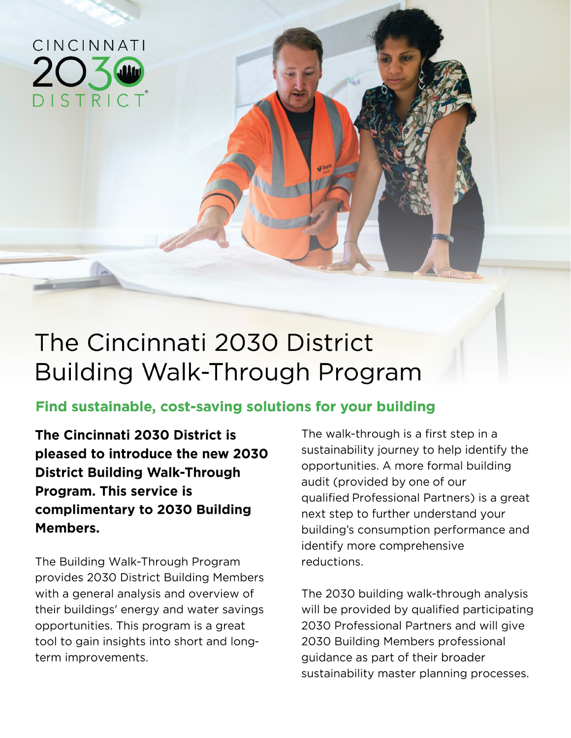CINCINNATI 2030 DISTRICT

# The Cincinnati 2030 District Building Walk-Through Program

## Find sustainable, cost-saving solutions for your building

**The Cincinnati 2030 District is pleased to introduce the new 2030 District Building Walk-Through Program. This service is complimentary to 2030 Building Members.**

The Building Walk-Through Program provides 2030 District Building Members with a general analysis and overview of their buildings' energy and water savings opportunities. This program is a great tool to gain insights into short and long-term improvements.

The walk-through is a first step in a sustainability journey to help identify the opportunities. A more formal building audit (provided by one of our qualified Professional Partners) is a great next step to further understand your building's consumption performance and identify more comprehensive reductions.

The 2030 building walk-through analysis will be provided by qualified participating 2030 Professional Partners and will give 2030 Building Members professional guidance as part of their broader sustainability master planning processes.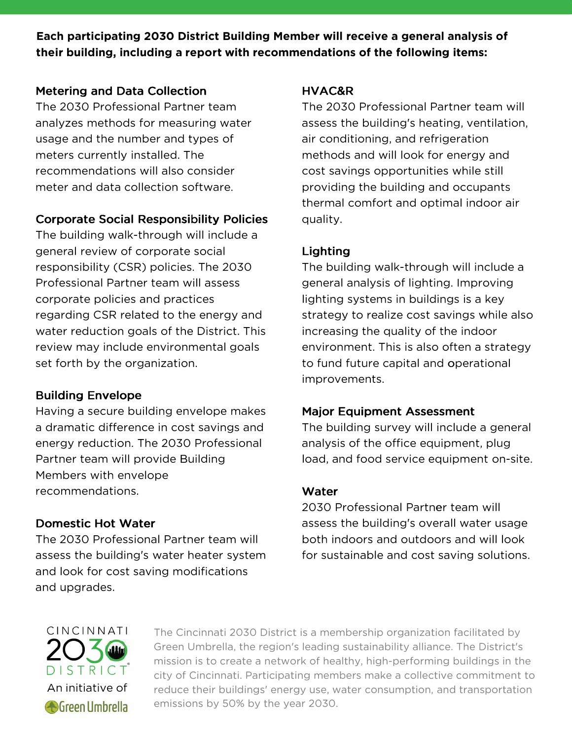**Each participating 2030 District Building Member will receive a general analysis of their building, including a report with recommendations of the following items:**

### Metering and Data Collection

The 2030 Professional Partner team analyzes methods for measuring water usage and the number and types of meters currently installed. The recommendations will also consider meter and data collection software.

### Corporate Social Responsibility Policies

The building walk-through will include a general review of corporate social responsibility (CSR) policies. The 2030 Professional Partner team will assess corporate policies and practices regarding CSR related to the energy and water reduction goals of the District. This review may include environmental goals set forth by the organization.

### Building Envelope

Having a secure building envelope makes a dramatic difference in cost savings and energy reduction. The 2030 Professional Partner team will provide Building Members with envelope recommendations.

### Domestic Hot Water

The 2030 Professional Partner team will assess the building's water heater system and look for cost saving modifications and upgrades.

### HVAC&R

The 2030 Professional Partner team will assess the building's heating, ventilation, air conditioning, and refrigeration methods and will look for energy and cost savings opportunities while still providing the building and occupants thermal comfort and optimal indoor air quality.

### Lighting

The building walk-through will include a general analysis of lighting. Improving lighting systems in buildings is a key strategy to realize cost savings while also increasing the quality of the indoor environment. This is also often a strategy to fund future capital and operational improvements.

### Major Equipment Assessment

The building survey will include a general analysis of the office equipment, plug load, and food service equipment on-site.

### Water

2030 Professional Partner team will assess the building's overall water usage both indoors and outdoors and will look for sustainable and cost saving solutions.

CINCINNATI 2030 DISTRICT

An initiative of Green Umbrella

The Cincinnati 2030 District is a membership organization facilitated by Green Umbrella, the region's leading sustainability alliance. The District's mission is to create a network of healthy, high-performing buildings in the city of Cincinnati. Participating members make a collective commitment to reduce their buildings' energy use, water consumption, and transportation emissions by 50% by the year 2030.